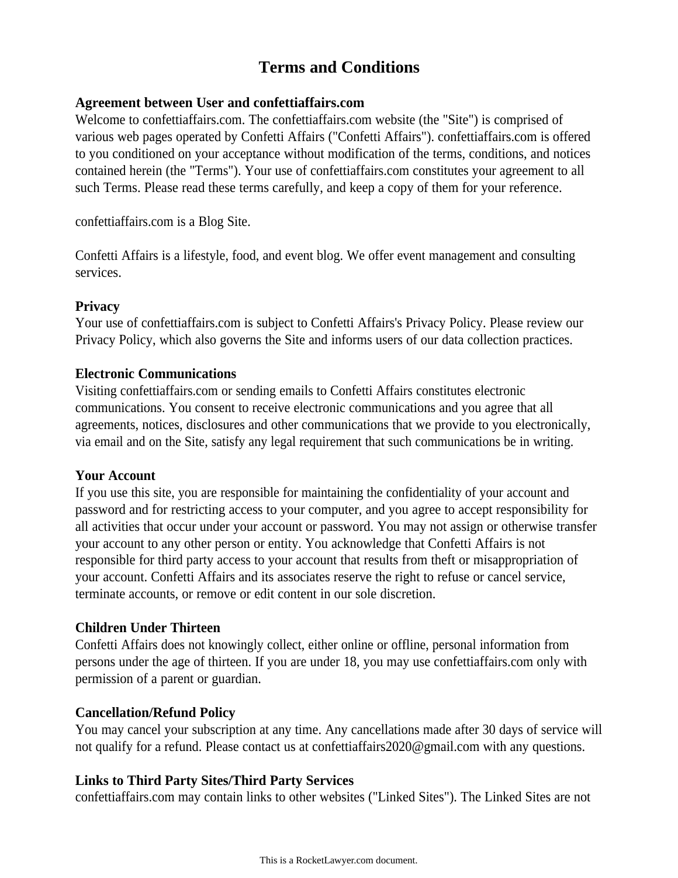# Terms and Conditions

**Agreement between User and confettiaffairs.com**

Welcome to confettiaffairs.com. The confettiaffairs.com website (the "Site") is comprised of various web pages operated by Confetti Affairs ("Confetti Affairs"). confettiaffairs.com is offered to you conditioned on your acceptance without modification of the terms, conditions, and notices contained herein (the "Terms"). Your use of confettiaffairs.com constitutes your agreement to all such Terms. Please read these terms carefully, and keep a copy of them for your reference.

confettiaffairs.com is a Blog Site.

Confetti Affairs is a lifestyle, food, and event blog. We offer event management and consulting services.

**Privacy**

Your use of confettiaffairs.com is subject to Confetti Affairs's Privacy Policy. Please review our Privacy Policy, which also governs the Site and informs users of our data collection practices.

**Electronic Communications**

Visiting confettiaffairs.com or sending emails to Confetti Affairs constitutes electronic communications. You consent to receive electronic communications and you agree that all agreements, notices, disclosures and other communications that we provide to you electronically, via email and on the Site, satisfy any legal requirement that such communications be in writing.

**Your Account**

If you use this site, you are responsible for maintaining the confidentiality of your account and password and for restricting access to your computer, and you agree to accept responsibility for all activities that occur under your account or password. You may not assign or otherwise transfer your account to any other person or entity. You acknowledge that Confetti Affairs is not responsible for third party access to your account that results from theft or misappropriation of your account. Confetti Affairs and its associates reserve the right to refuse or cancel service, terminate accounts, or remove or edit content in our sole discretion.

**Children Under Thirteen**

Confetti Affairs does not knowingly collect, either online or offline, personal information from persons under the age of thirteen. If you are under 18, you may use confettiaffairs.com only with permission of a parent or guardian.

**Cancellation/Refund Policy**

You may cancel your subscription at any time. Any cancellations made after 30 days of service will not qualify for a refund. Please contact us at confettiaffairs2020@gmail.com with any questions.

**Links to Third Party Sites/Third Party Services**

confettiaffairs.com may contain links to other websites ("Linked Sites"). The Linked Sites are not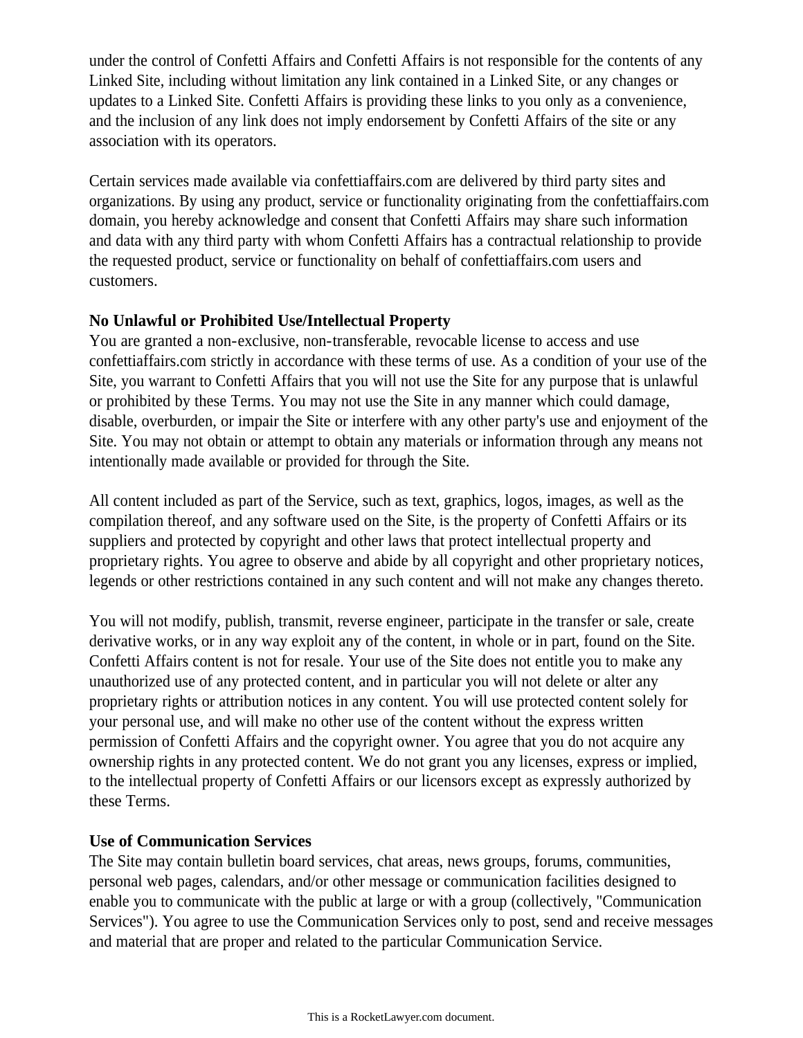under the control of Confetti Affairs and Confetti Affairs is not responsible for the contents of any Linked Site, including without limitation any link contained in a Linked Site, or any changes or updates to a Linked Site. Confetti Affairs is providing these links to you only as a convenience, and the inclusion of any link does not imply endorsement by Confetti Affairs of the site or any association with its operators.

Certain services made available via confettiaffairs.com are delivered by third party sites and organizations. By using any product, service or functionality originating from the confettiaffairs.com domain, you hereby acknowledge and consent that Confetti Affairs may share such information and data with any third party with whom Confetti Affairs has a contractual relationship to provide the requested product, service or functionality on behalf of confettiaffairs.com users and customers.

**No Unlawful or Prohibited Use/Intellectual Property**

You are granted a non-exclusive, non-transferable, revocable license to access and use confettiaffairs.com strictly in accordance with these terms of use. As a condition of your use of the Site, you warrant to Confetti Affairs that you will not use the Site for any purpose that is unlawful or prohibited by these Terms. You may not use the Site in any manner which could damage, disable, overburden, or impair the Site or interfere with any other party's use and enjoyment of the Site. You may not obtain or attempt to obtain any materials or information through any means not intentionally made available or provided for through the Site.

All content included as part of the Service, such as text, graphics, logos, images, as well as the compilation thereof, and any software used on the Site, is the property of Confetti Affairs or its suppliers and protected by copyright and other laws that protect intellectual property and proprietary rights. You agree to observe and abide by all copyright and other proprietary notices, legends or other restrictions contained in any such content and will not make any changes thereto.

You will not modify, publish, transmit, reverse engineer, participate in the transfer or sale, create derivative works, or in any way exploit any of the content, in whole or in part, found on the Site. Confetti Affairs content is not for resale. Your use of the Site does not entitle you to make any unauthorized use of any protected content, and in particular you will not delete or alter any proprietary rights or attribution notices in any content. You will use protected content solely for your personal use, and will make no other use of the content without the express written permission of Confetti Affairs and the copyright owner. You agree that you do not acquire any ownership rights in any protected content. We do not grant you any licenses, express or implied, to the intellectual property of Confetti Affairs or our licensors except as expressly authorized by these Terms.

**Use of Communication Services**

The Site may contain bulletin board services, chat areas, news groups, forums, communities, personal web pages, calendars, and/or other message or communication facilities designed to enable you to communicate with the public at large or with a group (collectively, "Communication Services"). You agree to use the Communication Services only to post, send and receive messages and material that are proper and related to the particular Communication Service.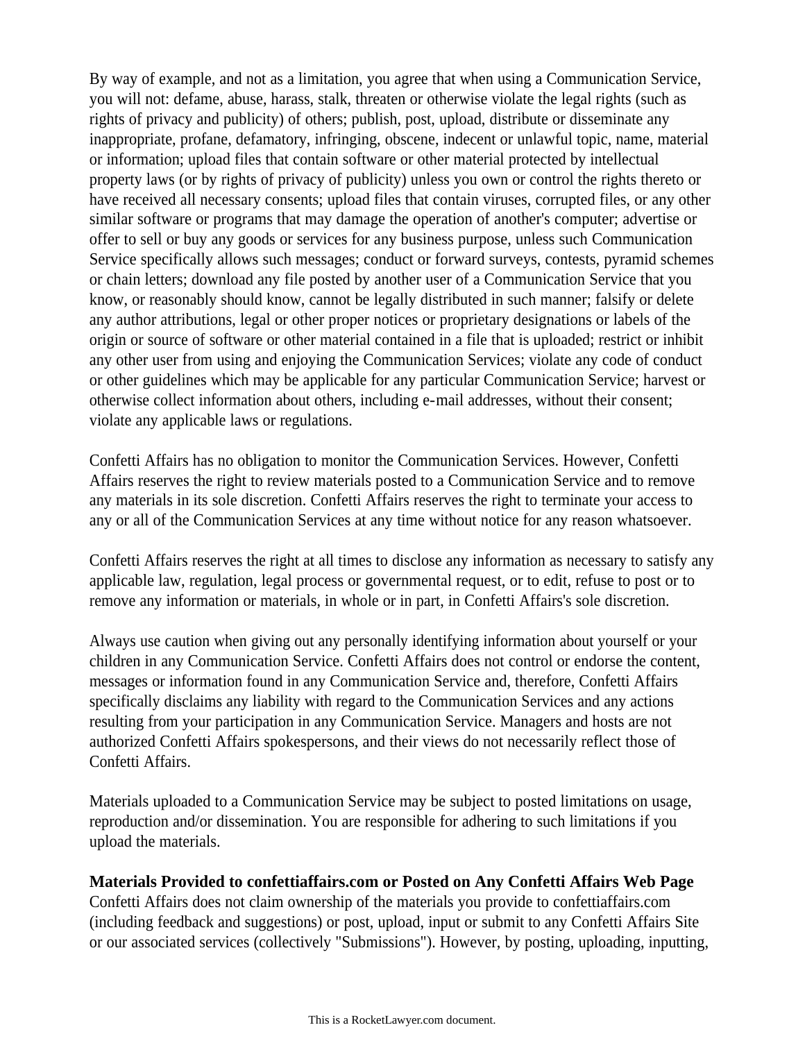By way of example, and not as a limitation, you agree that when using a Communication Service, you will not: defame, abuse, harass, stalk, threaten or otherwise violate the legal rights (such as rights of privacy and publicity) of others; publish, post, upload, distribute or disseminate any inappropriate, profane, defamatory, infringing, obscene, indecent or unlawful topic, name, material or information; upload files that contain software or other material protected by intellectual property laws (or by rights of privacy of publicity) unless you own or control the rights thereto or have received all necessary consents; upload files that contain viruses, corrupted files, or any other similar software or programs that may damage the operation of another's computer; advertise or offer to sell or buy any goods or services for any business purpose, unless such Communication Service specifically allows such messages; conduct or forward surveys, contests, pyramid schemes or chain letters; download any file posted by another user of a Communication Service that you know, or reasonably should know, cannot be legally distributed in such manner; falsify or delete any author attributions, legal or other proper notices or proprietary designations or labels of the origin or source of software or other material contained in a file that is uploaded; restrict or inhibit any other user from using and enjoying the Communication Services; violate any code of conduct or other guidelines which may be applicable for any particular Communication Service; harvest or otherwise collect information about others, including e-mail addresses, without their consent; violate any applicable laws or regulations.

Confetti Affairs has no obligation to monitor the Communication Services. However, Confetti Affairs reserves the right to review materials posted to a Communication Service and to remove any materials in its sole discretion. Confetti Affairs reserves the right to terminate your access to any or all of the Communication Services at any time without notice for any reason whatsoever.

Confetti Affairs reserves the right at all times to disclose any information as necessary to satisfy any applicable law, regulation, legal process or governmental request, or to edit, refuse to post or to remove any information or materials, in whole or in part, in Confetti Affairs's sole discretion.

Always use caution when giving out any personally identifying information about yourself or your children in any Communication Service. Confetti Affairs does not control or endorse the content, messages or information found in any Communication Service and, therefore, Confetti Affairs specifically disclaims any liability with regard to the Communication Services and any actions resulting from your participation in any Communication Service. Managers and hosts are not authorized Confetti Affairs spokespersons, and their views do not necessarily reflect those of Confetti Affairs.

Materials uploaded to a Communication Service may be subject to posted limitations on usage, reproduction and/or dissemination. You are responsible for adhering to such limitations if you upload the materials.

**Materials Provided to confettiaffairs.com or Posted on Any Confetti Affairs Web Page**
Confetti Affairs does not claim ownership of the materials you provide to confettiaffairs.com (including feedback and suggestions) or post, upload, input or submit to any Confetti Affairs Site or our associated services (collectively "Submissions"). However, by posting, uploading, inputting,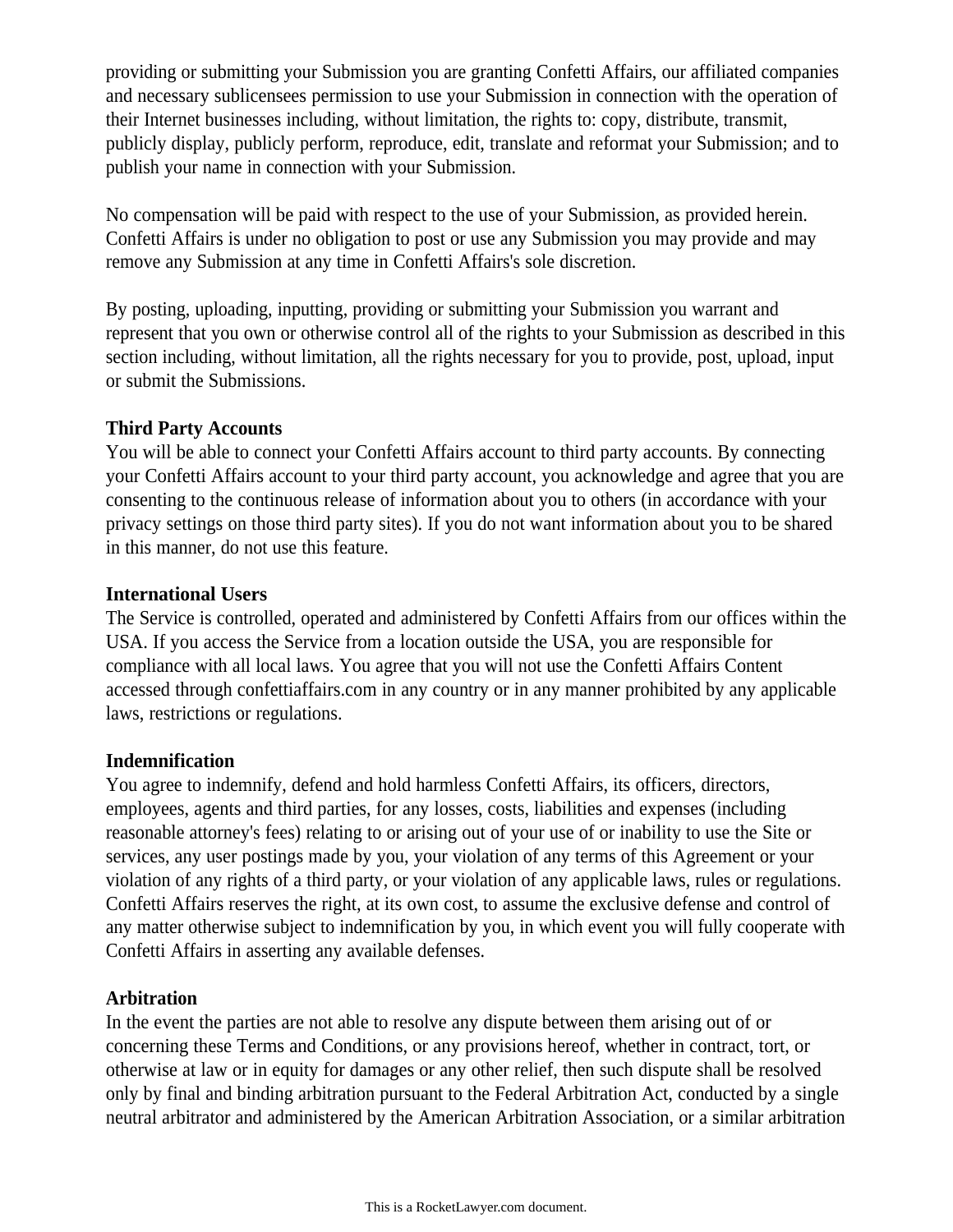providing or submitting your Submission you are granting Confetti Affairs, our affiliated companies and necessary sublicensees permission to use your Submission in connection with the operation of their Internet businesses including, without limitation, the rights to: copy, distribute, transmit, publicly display, publicly perform, reproduce, edit, translate and reformat your Submission; and to publish your name in connection with your Submission.

No compensation will be paid with respect to the use of your Submission, as provided herein. Confetti Affairs is under no obligation to post or use any Submission you may provide and may remove any Submission at any time in Confetti Affairs's sole discretion.

By posting, uploading, inputting, providing or submitting your Submission you warrant and represent that you own or otherwise control all of the rights to your Submission as described in this section including, without limitation, all the rights necessary for you to provide, post, upload, input or submit the Submissions.

**Third Party Accounts**
You will be able to connect your Confetti Affairs account to third party accounts. By connecting your Confetti Affairs account to your third party account, you acknowledge and agree that you are consenting to the continuous release of information about you to others (in accordance with your privacy settings on those third party sites). If you do not want information about you to be shared in this manner, do not use this feature.

**International Users**
The Service is controlled, operated and administered by Confetti Affairs from our offices within the USA. If you access the Service from a location outside the USA, you are responsible for compliance with all local laws. You agree that you will not use the Confetti Affairs Content accessed through confettiaffairs.com in any country or in any manner prohibited by any applicable laws, restrictions or regulations.

**Indemnification**
You agree to indemnify, defend and hold harmless Confetti Affairs, its officers, directors, employees, agents and third parties, for any losses, costs, liabilities and expenses (including reasonable attorney's fees) relating to or arising out of your use of or inability to use the Site or services, any user postings made by you, your violation of any terms of this Agreement or your violation of any rights of a third party, or your violation of any applicable laws, rules or regulations. Confetti Affairs reserves the right, at its own cost, to assume the exclusive defense and control of any matter otherwise subject to indemnification by you, in which event you will fully cooperate with Confetti Affairs in asserting any available defenses.

**Arbitration**
In the event the parties are not able to resolve any dispute between them arising out of or concerning these Terms and Conditions, or any provisions hereof, whether in contract, tort, or otherwise at law or in equity for damages or any other relief, then such dispute shall be resolved only by final and binding arbitration pursuant to the Federal Arbitration Act, conducted by a single neutral arbitrator and administered by the American Arbitration Association, or a similar arbitration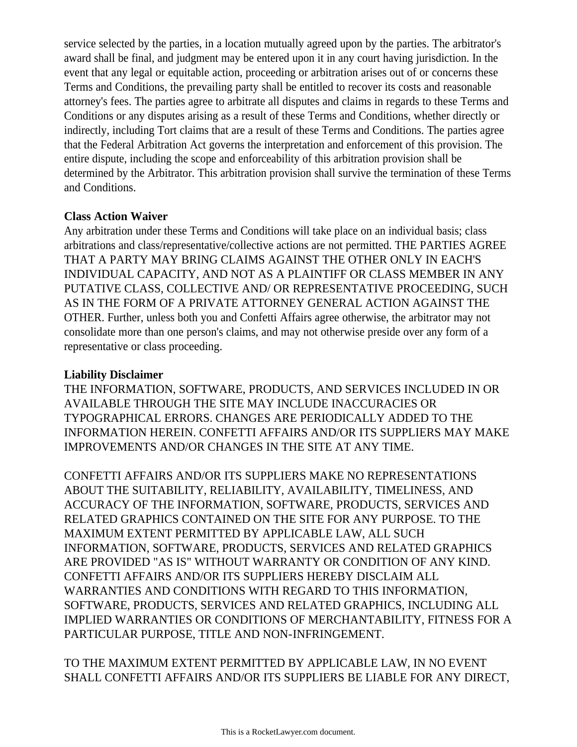service selected by the parties, in a location mutually agreed upon by the parties. The arbitrator's award shall be final, and judgment may be entered upon it in any court having jurisdiction. In the event that any legal or equitable action, proceeding or arbitration arises out of or concerns these Terms and Conditions, the prevailing party shall be entitled to recover its costs and reasonable attorney's fees. The parties agree to arbitrate all disputes and claims in regards to these Terms and Conditions or any disputes arising as a result of these Terms and Conditions, whether directly or indirectly, including Tort claims that are a result of these Terms and Conditions. The parties agree that the Federal Arbitration Act governs the interpretation and enforcement of this provision. The entire dispute, including the scope and enforceability of this arbitration provision shall be determined by the Arbitrator. This arbitration provision shall survive the termination of these Terms and Conditions.

**Class Action Waiver**

Any arbitration under these Terms and Conditions will take place on an individual basis; class arbitrations and class/representative/collective actions are not permitted. THE PARTIES AGREE THAT A PARTY MAY BRING CLAIMS AGAINST THE OTHER ONLY IN EACH'S INDIVIDUAL CAPACITY, AND NOT AS A PLAINTIFF OR CLASS MEMBER IN ANY PUTATIVE CLASS, COLLECTIVE AND/ OR REPRESENTATIVE PROCEEDING, SUCH AS IN THE FORM OF A PRIVATE ATTORNEY GENERAL ACTION AGAINST THE OTHER. Further, unless both you and Confetti Affairs agree otherwise, the arbitrator may not consolidate more than one person's claims, and may not otherwise preside over any form of a representative or class proceeding.

**Liability Disclaimer**

THE INFORMATION, SOFTWARE, PRODUCTS, AND SERVICES INCLUDED IN OR AVAILABLE THROUGH THE SITE MAY INCLUDE INACCURACIES OR TYPOGRAPHICAL ERRORS. CHANGES ARE PERIODICALLY ADDED TO THE INFORMATION HEREIN. CONFETTI AFFAIRS AND/OR ITS SUPPLIERS MAY MAKE IMPROVEMENTS AND/OR CHANGES IN THE SITE AT ANY TIME.

CONFETTI AFFAIRS AND/OR ITS SUPPLIERS MAKE NO REPRESENTATIONS ABOUT THE SUITABILITY, RELIABILITY, AVAILABILITY, TIMELINESS, AND ACCURACY OF THE INFORMATION, SOFTWARE, PRODUCTS, SERVICES AND RELATED GRAPHICS CONTAINED ON THE SITE FOR ANY PURPOSE. TO THE MAXIMUM EXTENT PERMITTED BY APPLICABLE LAW, ALL SUCH INFORMATION, SOFTWARE, PRODUCTS, SERVICES AND RELATED GRAPHICS ARE PROVIDED "AS IS" WITHOUT WARRANTY OR CONDITION OF ANY KIND. CONFETTI AFFAIRS AND/OR ITS SUPPLIERS HEREBY DISCLAIM ALL WARRANTIES AND CONDITIONS WITH REGARD TO THIS INFORMATION, SOFTWARE, PRODUCTS, SERVICES AND RELATED GRAPHICS, INCLUDING ALL IMPLIED WARRANTIES OR CONDITIONS OF MERCHANTABILITY, FITNESS FOR A PARTICULAR PURPOSE, TITLE AND NON-INFRINGEMENT.

TO THE MAXIMUM EXTENT PERMITTED BY APPLICABLE LAW, IN NO EVENT SHALL CONFETTI AFFAIRS AND/OR ITS SUPPLIERS BE LIABLE FOR ANY DIRECT,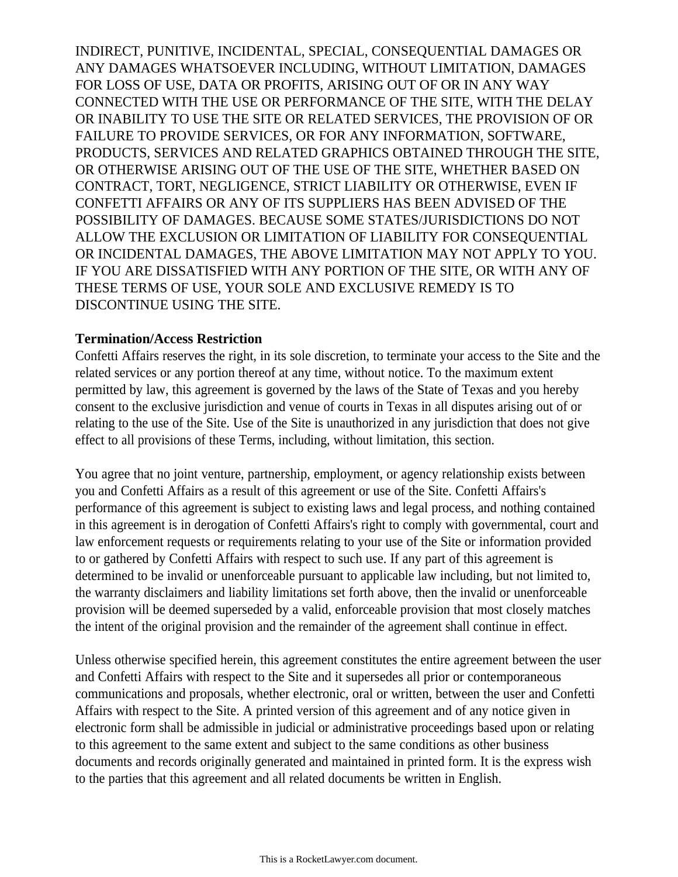INDIRECT, PUNITIVE, INCIDENTAL, SPECIAL, CONSEQUENTIAL DAMAGES OR ANY DAMAGES WHATSOEVER INCLUDING, WITHOUT LIMITATION, DAMAGES FOR LOSS OF USE, DATA OR PROFITS, ARISING OUT OF OR IN ANY WAY CONNECTED WITH THE USE OR PERFORMANCE OF THE SITE, WITH THE DELAY OR INABILITY TO USE THE SITE OR RELATED SERVICES, THE PROVISION OF OR FAILURE TO PROVIDE SERVICES, OR FOR ANY INFORMATION, SOFTWARE, PRODUCTS, SERVICES AND RELATED GRAPHICS OBTAINED THROUGH THE SITE, OR OTHERWISE ARISING OUT OF THE USE OF THE SITE, WHETHER BASED ON CONTRACT, TORT, NEGLIGENCE, STRICT LIABILITY OR OTHERWISE, EVEN IF CONFETTI AFFAIRS OR ANY OF ITS SUPPLIERS HAS BEEN ADVISED OF THE POSSIBILITY OF DAMAGES. BECAUSE SOME STATES/JURISDICTIONS DO NOT ALLOW THE EXCLUSION OR LIMITATION OF LIABILITY FOR CONSEQUENTIAL OR INCIDENTAL DAMAGES, THE ABOVE LIMITATION MAY NOT APPLY TO YOU. IF YOU ARE DISSATISFIED WITH ANY PORTION OF THE SITE, OR WITH ANY OF THESE TERMS OF USE, YOUR SOLE AND EXCLUSIVE REMEDY IS TO DISCONTINUE USING THE SITE.

**Termination/Access Restriction**

Confetti Affairs reserves the right, in its sole discretion, to terminate your access to the Site and the related services or any portion thereof at any time, without notice. To the maximum extent permitted by law, this agreement is governed by the laws of the State of Texas and you hereby consent to the exclusive jurisdiction and venue of courts in Texas in all disputes arising out of or relating to the use of the Site. Use of the Site is unauthorized in any jurisdiction that does not give effect to all provisions of these Terms, including, without limitation, this section.

You agree that no joint venture, partnership, employment, or agency relationship exists between you and Confetti Affairs as a result of this agreement or use of the Site. Confetti Affairs's performance of this agreement is subject to existing laws and legal process, and nothing contained in this agreement is in derogation of Confetti Affairs's right to comply with governmental, court and law enforcement requests or requirements relating to your use of the Site or information provided to or gathered by Confetti Affairs with respect to such use. If any part of this agreement is determined to be invalid or unenforceable pursuant to applicable law including, but not limited to, the warranty disclaimers and liability limitations set forth above, then the invalid or unenforceable provision will be deemed superseded by a valid, enforceable provision that most closely matches the intent of the original provision and the remainder of the agreement shall continue in effect.

Unless otherwise specified herein, this agreement constitutes the entire agreement between the user and Confetti Affairs with respect to the Site and it supersedes all prior or contemporaneous communications and proposals, whether electronic, oral or written, between the user and Confetti Affairs with respect to the Site. A printed version of this agreement and of any notice given in electronic form shall be admissible in judicial or administrative proceedings based upon or relating to this agreement to the same extent and subject to the same conditions as other business documents and records originally generated and maintained in printed form. It is the express wish to the parties that this agreement and all related documents be written in English.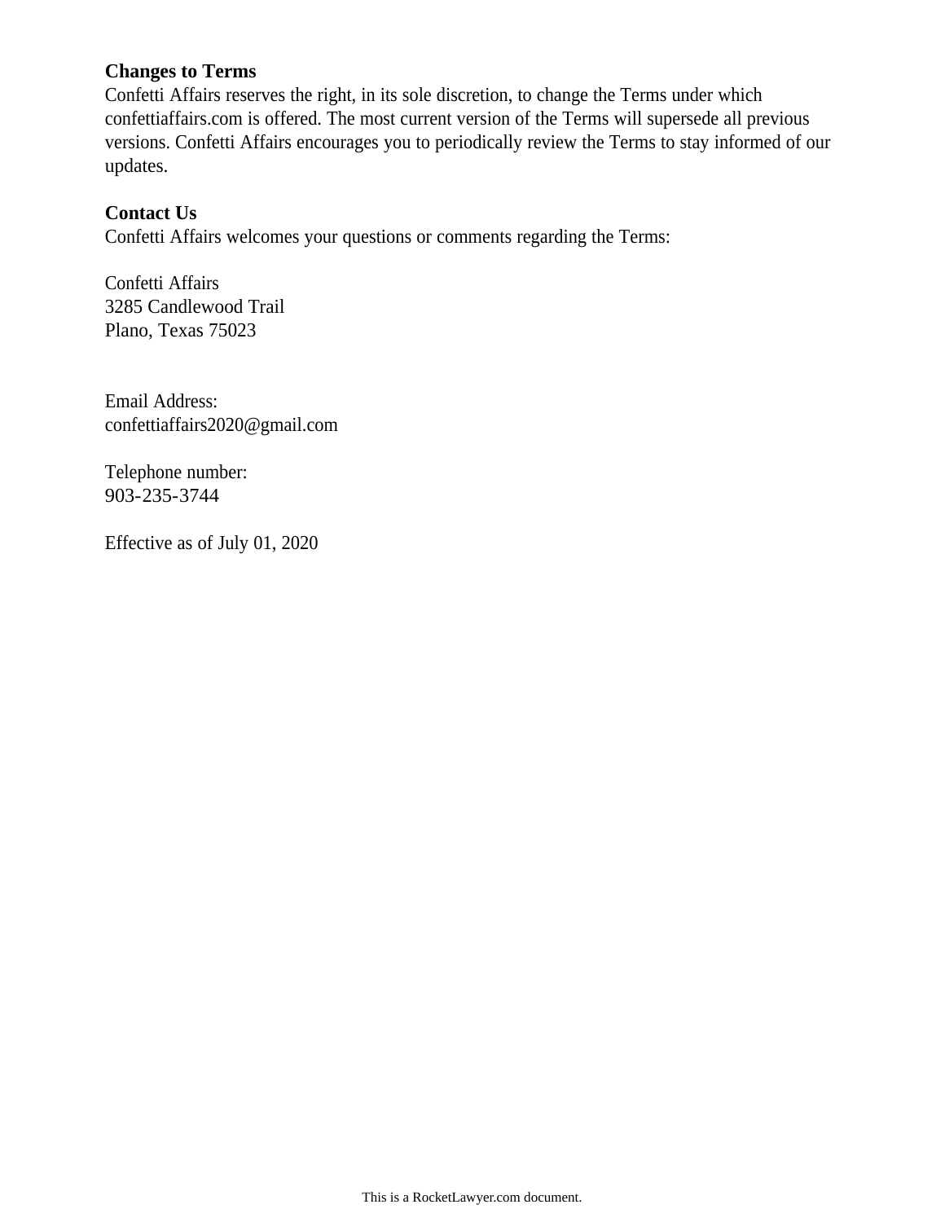**Changes to Terms**

Confetti Affairs reserves the right, in its sole discretion, to change the Terms under which confettiaffairs.com is offered. The most current version of the Terms will supersede all previous versions. Confetti Affairs encourages you to periodically review the Terms to stay informed of our updates.

**Contact Us**

Confetti Affairs welcomes your questions or comments regarding the Terms:

Confetti Affairs
3285 Candlewood Trail
Plano, Texas 75023

Email Address:
confettiaffairs2020@gmail.com

Telephone number:
903-235-3744

Effective as of July 01, 2020

This is a RocketLawyer.com document.